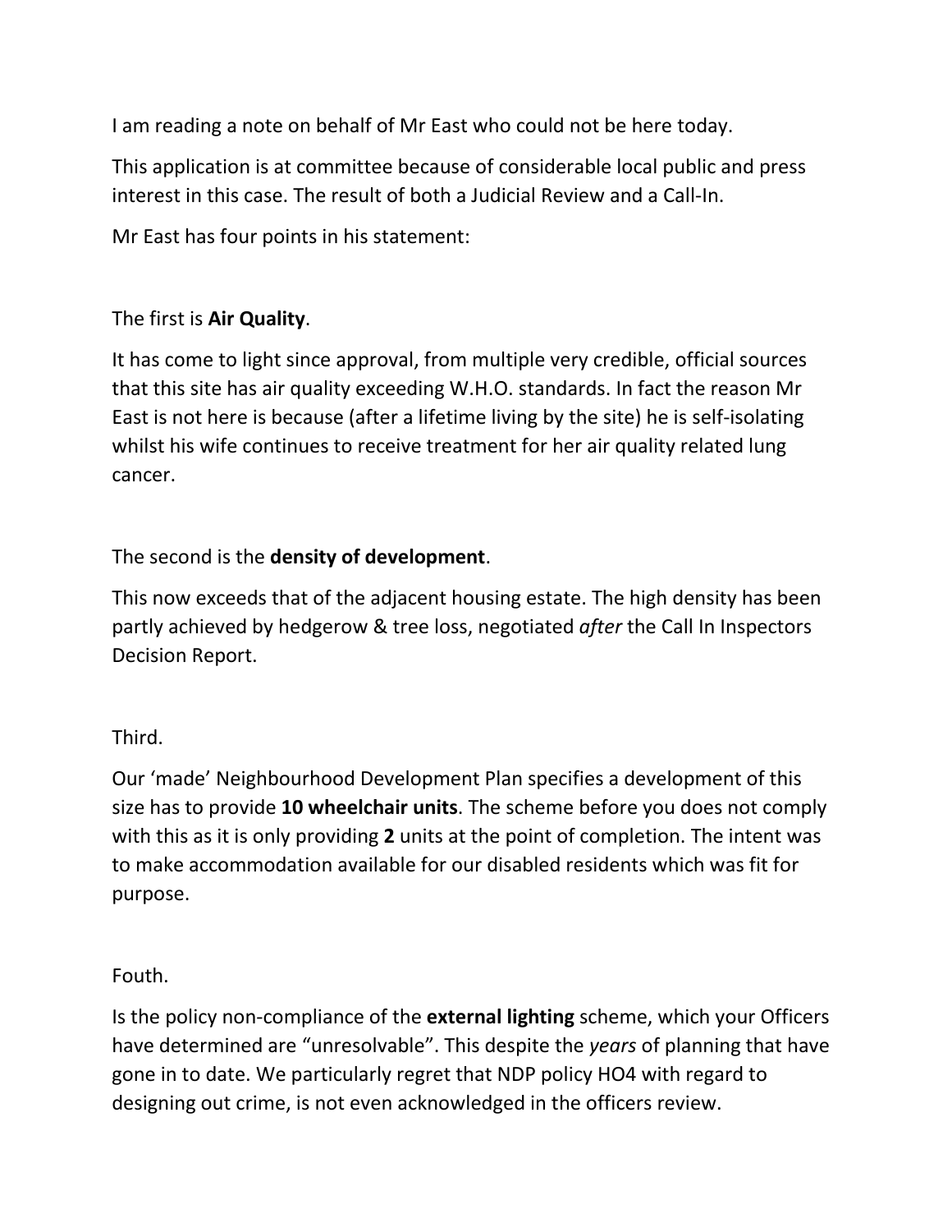I am reading a note on behalf of Mr East who could not be here today.

This application is at committee because of considerable local public and press interest in this case. The result of both a Judicial Review and a Call-In.

Mr East has four points in his statement:

The first is **Air Quality**.

It has come to light since approval, from multiple very credible, official sources that this site has air quality exceeding W.H.O. standards. In fact the reason Mr East is not here is because (after a lifetime living by the site) he is self-isolating whilst his wife continues to receive treatment for her air quality related lung cancer.

The second is the **density of development**.

This now exceeds that of the adjacent housing estate. The high density has been partly achieved by hedgerow & tree loss, negotiated *after* the Call In Inspectors Decision Report.

Third.

Our 'made' Neighbourhood Development Plan specifies a development of this size has to provide **10 wheelchair units**. The scheme before you does not comply with this as it is only providing **2** units at the point of completion. The intent was to make accommodation available for our disabled residents which was fit for purpose.

Fouth.

Is the policy non-compliance of the **external lighting** scheme, which your Officers have determined are "unresolvable". This despite the *years* of planning that have gone in to date. We particularly regret that NDP policy HO4 with regard to designing out crime, is not even acknowledged in the officers review.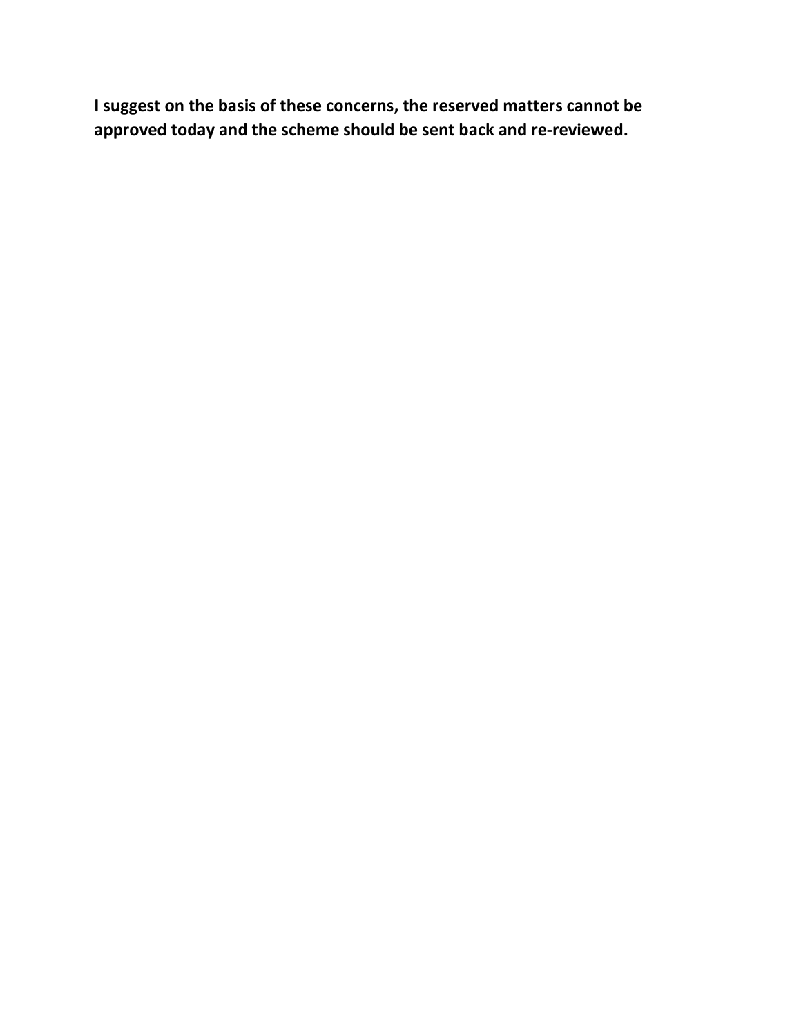**I suggest on the basis of these concerns, the reserved matters cannot be approved today and the scheme should be sent back and re-reviewed.**